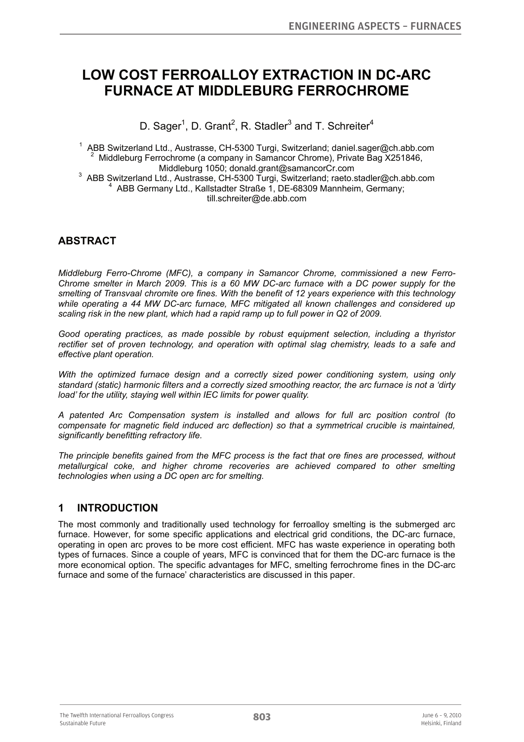# LOW COST FERROALLOY EXTRACTION IN DC-ARC FURNACE AT MIDDLEBURG FERROCHROME

D. Sager[1], D. Grant[2], R. Stadler[3] and T. Schreiter[4]

[1] ABB Switzerland Ltd., Austrasse, CH-5300 Turgi, Switzerland; daniel.sager@ch.abb.com
[2] Middleburg Ferrochrome (a company in Samancor Chrome), Private Bag X251846, Middleburg 1050; donald.grant@samancorCr.com
[3] ABB Switzerland Ltd., Austrasse, CH-5300 Turgi, Switzerland; raeto.stadler@ch.abb.com
[4] ABB Germany Ltd., Kallstadter Straße 1, DE-68309 Mannheim, Germany; till.schreiter@de.abb.com

## ABSTRACT

*Middleburg Ferro-Chrome (MFC), a company in Samancor Chrome, commissioned a new Ferro-Chrome smelter in March 2009. This is a 60 MW DC-arc furnace with a DC power supply for the smelting of Transvaal chromite ore fines. With the benefit of 12 years experience with this technology while operating a 44 MW DC-arc furnace, MFC mitigated all known challenges and considered up scaling risk in the new plant, which had a rapid ramp up to full power in Q2 of 2009.*

*Good operating practices, as made possible by robust equipment selection, including a thyristor rectifier set of proven technology, and operation with optimal slag chemistry, leads to a safe and effective plant operation.*

*With the optimized furnace design and a correctly sized power conditioning system, using only standard (static) harmonic filters and a correctly sized smoothing reactor, the arc furnace is not a 'dirty load' for the utility, staying well within IEC limits for power quality.*

*A patented Arc Compensation system is installed and allows for full arc position control (to compensate for magnetic field induced arc deflection) so that a symmetrical crucible is maintained, significantly benefitting refractory life.*

*The principle benefits gained from the MFC process is the fact that ore fines are processed, without metallurgical coke, and higher chrome recoveries are achieved compared to other smelting technologies when using a DC open arc for smelting.*

## 1 INTRODUCTION

The most commonly and traditionally used technology for ferroalloy smelting is the submerged arc furnace. However, for some specific applications and electrical grid conditions, the DC-arc furnace, operating in open arc proves to be more cost efficient. MFC has waste experience in operating both types of furnaces. Since a couple of years, MFC is convinced that for them the DC-arc furnace is the more economical option. The specific advantages for MFC, smelting ferrochrome fines in the DC-arc furnace and some of the furnace' characteristics are discussed in this paper.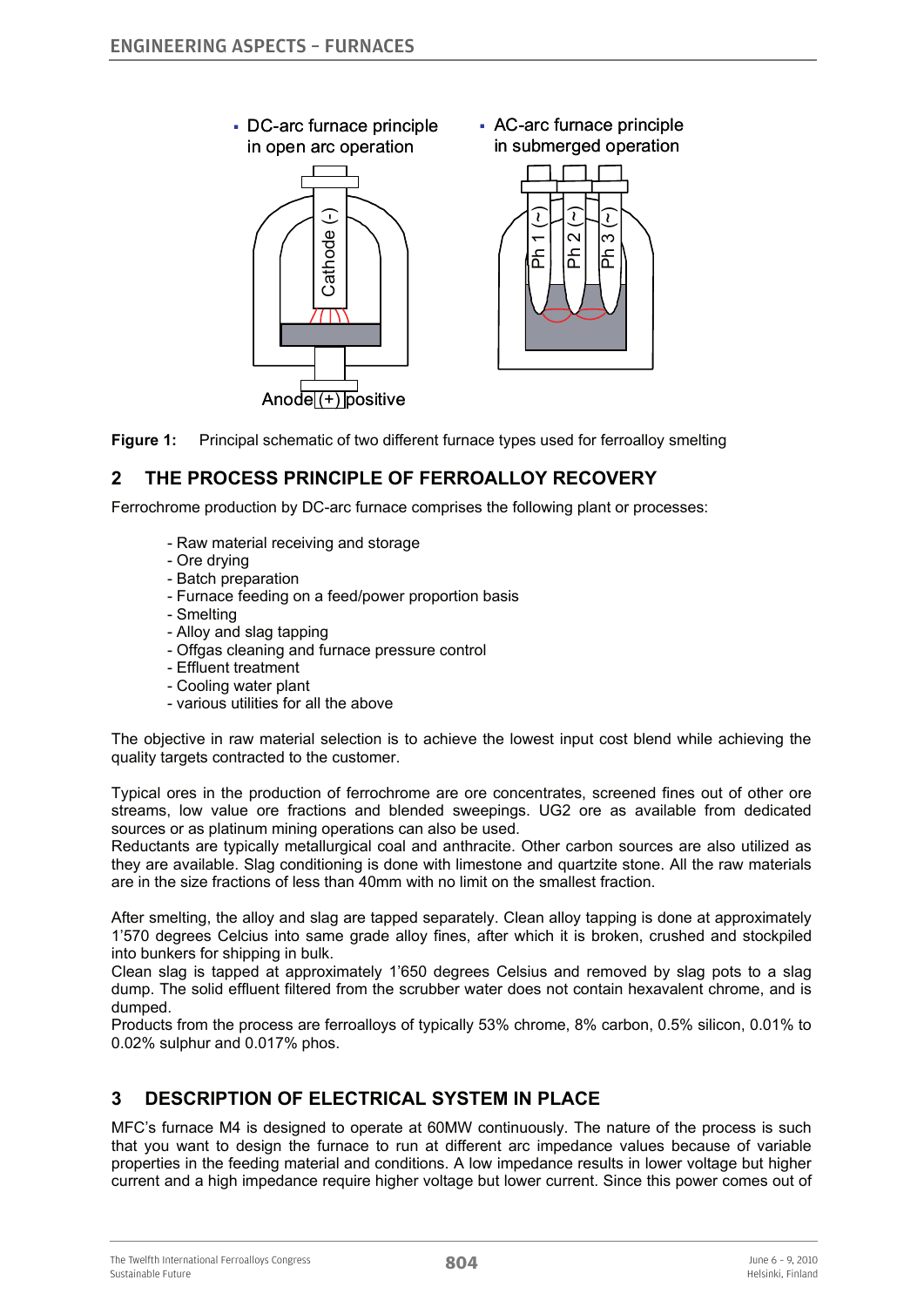- DC-arc furnace principle in open arc operation
- AC-arc furnace principle in submerged operation

Cathode (-)

Anode (+) positive

Ph 1 (~)
Ph 2 (~)
Ph 3 (~)

**Figure 1:** Principal schematic of two different furnace types used for ferroalloy smelting

## 2 THE PROCESS PRINCIPLE OF FERROALLOY RECOVERY

Ferrochrome production by DC-arc furnace comprises the following plant or processes:

- Raw material receiving and storage
- Ore drying
- Batch preparation
- Furnace feeding on a feed/power proportion basis
- Smelting
- Alloy and slag tapping
- Offgas cleaning and furnace pressure control
- Effluent treatment
- Cooling water plant
- various utilities for all the above

The objective in raw material selection is to achieve the lowest input cost blend while achieving the quality targets contracted to the customer.

Typical ores in the production of ferrochrome are ore concentrates, screened fines out of other ore streams, low value ore fractions and blended sweepings. UG2 ore as available from dedicated sources or as platinum mining operations can also be used.
Reductants are typically metallurgical coal and anthracite. Other carbon sources are also utilized as they are available. Slag conditioning is done with limestone and quartzite stone. All the raw materials are in the size fractions of less than 40mm with no limit on the smallest fraction.

After smelting, the alloy and slag are tapped separately. Clean alloy tapping is done at approximately 1'570 degrees Celcius into same grade alloy fines, after which it is broken, crushed and stockpiled into bunkers for shipping in bulk.
Clean slag is tapped at approximately 1'650 degrees Celsius and removed by slag pots to a slag dump. The solid effluent filtered from the scrubber water does not contain hexavalent chrome, and is dumped.
Products from the process are ferroalloys of typically 53% chrome, 8% carbon, 0.5% silicon, 0.01% to 0.02% sulphur and 0.017% phos.

## 3 DESCRIPTION OF ELECTRICAL SYSTEM IN PLACE

MFC's furnace M4 is designed to operate at 60MW continuously. The nature of the process is such that you want to design the furnace to run at different arc impedance values because of variable properties in the feeding material and conditions. A low impedance results in lower voltage but higher current and a high impedance require higher voltage but lower current. Since this power comes out of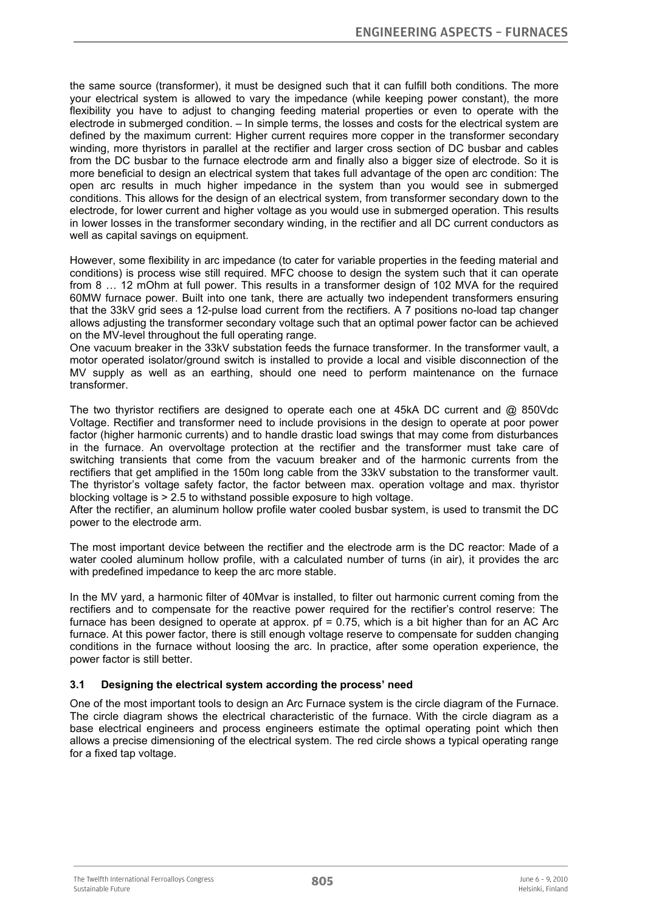the same source (transformer), it must be designed such that it can fulfill both conditions. The more your electrical system is allowed to vary the impedance (while keeping power constant), the more flexibility you have to adjust to changing feeding material properties or even to operate with the electrode in submerged condition. – In simple terms, the losses and costs for the electrical system are defined by the maximum current: Higher current requires more copper in the transformer secondary winding, more thyristors in parallel at the rectifier and larger cross section of DC busbar and cables from the DC busbar to the furnace electrode arm and finally also a bigger size of electrode. So it is more beneficial to design an electrical system that takes full advantage of the open arc condition: The open arc results in much higher impedance in the system than you would see in submerged conditions. This allows for the design of an electrical system, from transformer secondary down to the electrode, for lower current and higher voltage as you would use in submerged operation. This results in lower losses in the transformer secondary winding, in the rectifier and all DC current conductors as well as capital savings on equipment.

However, some flexibility in arc impedance (to cater for variable properties in the feeding material and conditions) is process wise still required. MFC choose to design the system such that it can operate from 8 … 12 mOhm at full power. This results in a transformer design of 102 MVA for the required 60MW furnace power. Built into one tank, there are actually two independent transformers ensuring that the 33kV grid sees a 12-pulse load current from the rectifiers. A 7 positions no-load tap changer allows adjusting the transformer secondary voltage such that an optimal power factor can be achieved on the MV-level throughout the full operating range.

One vacuum breaker in the 33kV substation feeds the furnace transformer. In the transformer vault, a motor operated isolator/ground switch is installed to provide a local and visible disconnection of the MV supply as well as an earthing, should one need to perform maintenance on the furnace transformer.

The two thyristor rectifiers are designed to operate each one at 45kA DC current and @ 850Vdc Voltage. Rectifier and transformer need to include provisions in the design to operate at poor power factor (higher harmonic currents) and to handle drastic load swings that may come from disturbances in the furnace. An overvoltage protection at the rectifier and the transformer must take care of switching transients that come from the vacuum breaker and of the harmonic currents from the rectifiers that get amplified in the 150m long cable from the 33kV substation to the transformer vault. The thyristor's voltage safety factor, the factor between max. operation voltage and max. thyristor blocking voltage is > 2.5 to withstand possible exposure to high voltage.

After the rectifier, an aluminum hollow profile water cooled busbar system, is used to transmit the DC power to the electrode arm.

The most important device between the rectifier and the electrode arm is the DC reactor: Made of a water cooled aluminum hollow profile, with a calculated number of turns (in air), it provides the arc with predefined impedance to keep the arc more stable.

In the MV yard, a harmonic filter of 40Mvar is installed, to filter out harmonic current coming from the rectifiers and to compensate for the reactive power required for the rectifier's control reserve: The furnace has been designed to operate at approx. pf = 0.75, which is a bit higher than for an AC Arc furnace. At this power factor, there is still enough voltage reserve to compensate for sudden changing conditions in the furnace without loosing the arc. In practice, after some operation experience, the power factor is still better.

### 3.1 Designing the electrical system according the process' need

One of the most important tools to design an Arc Furnace system is the circle diagram of the Furnace. The circle diagram shows the electrical characteristic of the furnace. With the circle diagram as a base electrical engineers and process engineers estimate the optimal operating point which then allows a precise dimensioning of the electrical system. The red circle shows a typical operating range for a fixed tap voltage.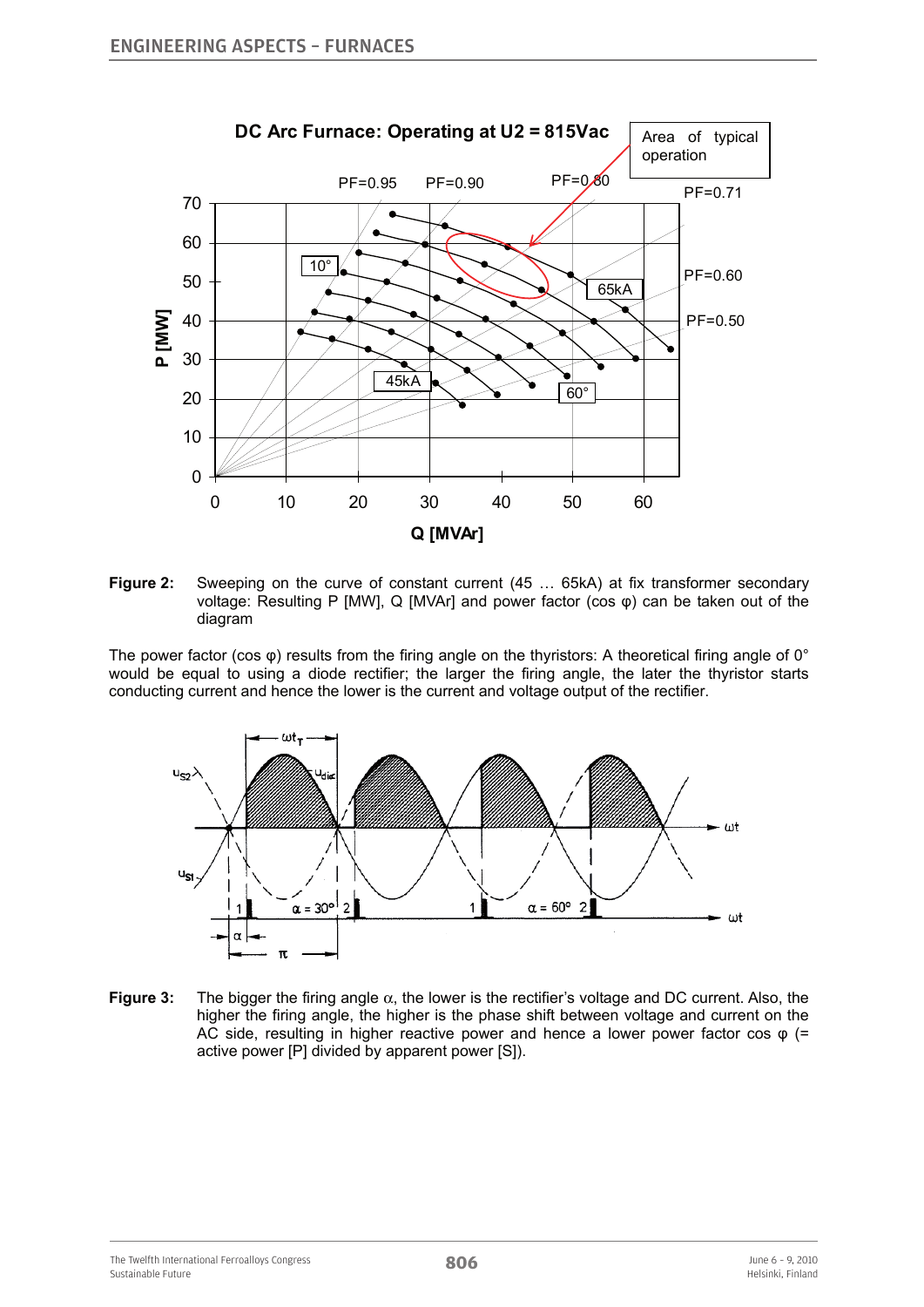DC Arc Furnace: Operating at U2 = 815Vac

Area of typical operation

PF=0.95
PF=0.90
PF=0.80
PF=0.71
PF=0.60
PF=0.50

10°
65kA
45kA
60°

70
60
50
40
30
20
10
0

0 10 20 30 40 50 60

P [MW]

Q [MVAr]

**Figure 2:** Sweeping on the curve of constant current (45 … 65kA) at fix transformer secondary voltage: Resulting P [MW], Q [MVAr] and power factor (cos φ) can be taken out of the diagram

The power factor (cos φ) results from the firing angle on the thyristors: A theoretical firing angle of 0° would be equal to using a diode rectifier; the larger the firing angle, the later the thyristor starts conducting current and hence the lower is the current and voltage output of the rectifier.

$\omega t_T$
$u_{S2}$
$u_{di\alpha}$
$u_{S1}$
$\omega t$
1
$\alpha = 30°$
2
1
$\alpha = 60°$
2
$\omega t$
$\alpha$
$\pi$

**Figure 3:** The bigger the firing angle α, the lower is the rectifier's voltage and DC current. Also, the higher the firing angle, the higher is the phase shift between voltage and current on the AC side, resulting in higher reactive power and hence a lower power factor cos φ (= active power [P] divided by apparent power [S]).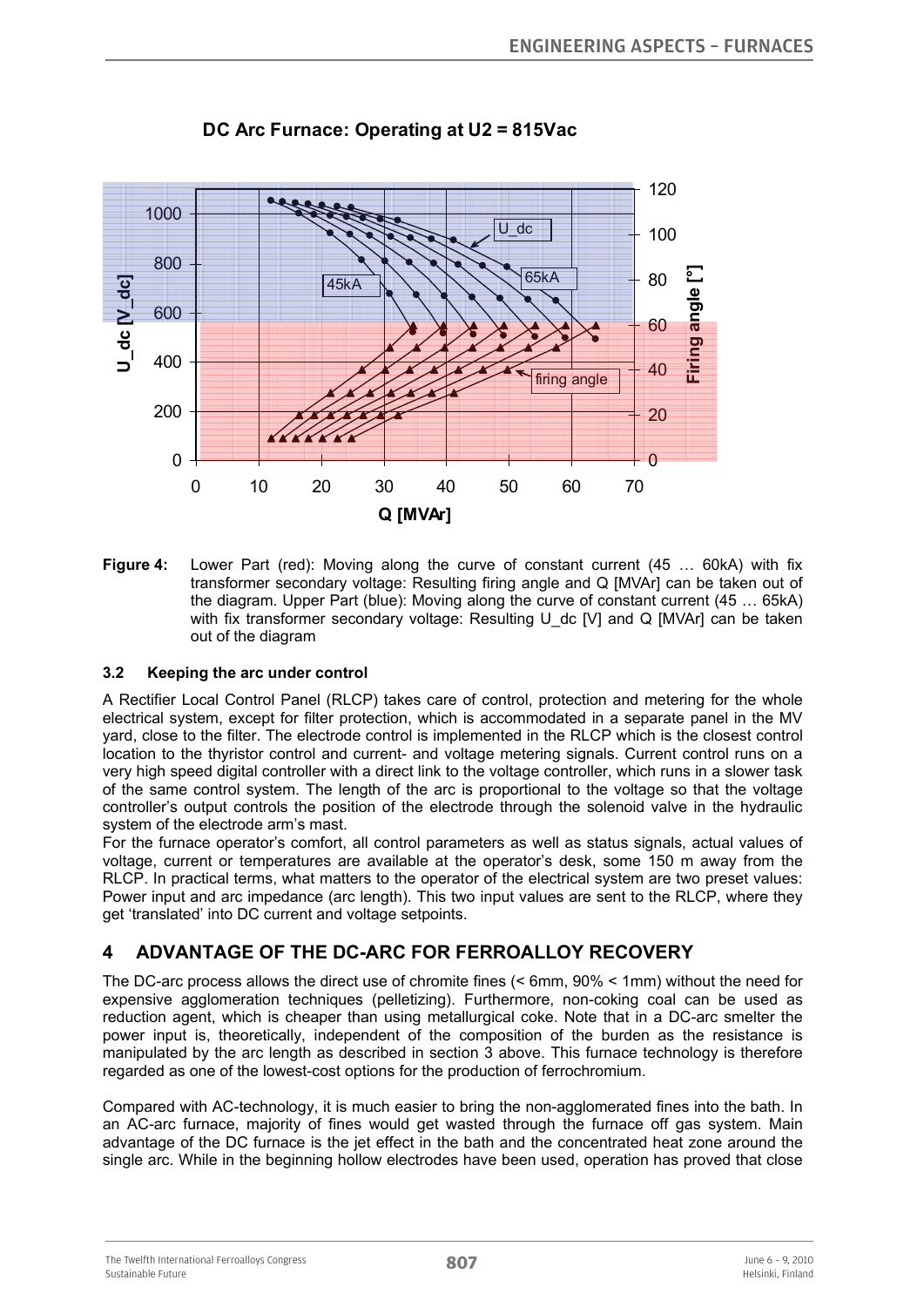**DC Arc Furnace: Operating at U2 = 815Vac**

U_dc [V_dc]

0
200
400
600
800
1000

Firing angle [°]

0
20
40
60
80
100
120

Q [MVAr]

0
10
20
30
40
50
60
70

U_dc

45kA

65kA

firing angle

**Figure 4:** Lower Part (red): Moving along the curve of constant current (45 … 60kA) with fix transformer secondary voltage: Resulting firing angle and Q [MVAr] can be taken out of the diagram. Upper Part (blue): Moving along the curve of constant current (45 … 65kA) with fix transformer secondary voltage: Resulting U_dc [V] and Q [MVAr] can be taken out of the diagram

### 3.2 Keeping the arc under control

A Rectifier Local Control Panel (RLCP) takes care of control, protection and metering for the whole electrical system, except for filter protection, which is accommodated in a separate panel in the MV yard, close to the filter. The electrode control is implemented in the RLCP which is the closest control location to the thyristor control and current- and voltage metering signals. Current control runs on a very high speed digital controller with a direct link to the voltage controller, which runs in a slower task of the same control system. The length of the arc is proportional to the voltage so that the voltage controller's output controls the position of the electrode through the solenoid valve in the hydraulic system of the electrode arm's mast.

For the furnace operator's comfort, all control parameters as well as status signals, actual values of voltage, current or temperatures are available at the operator's desk, some 150 m away from the RLCP. In practical terms, what matters to the operator of the electrical system are two preset values: Power input and arc impedance (arc length). This two input values are sent to the RLCP, where they get 'translated' into DC current and voltage setpoints.

## 4 ADVANTAGE OF THE DC-ARC FOR FERROALLOY RECOVERY

The DC-arc process allows the direct use of chromite fines (< 6mm, 90% < 1mm) without the need for expensive agglomeration techniques (pelletizing). Furthermore, non-coking coal can be used as reduction agent, which is cheaper than using metallurgical coke. Note that in a DC-arc smelter the power input is, theoretically, independent of the composition of the burden as the resistance is manipulated by the arc length as described in section 3 above. This furnace technology is therefore regarded as one of the lowest-cost options for the production of ferrochromium.

Compared with AC-technology, it is much easier to bring the non-agglomerated fines into the bath. In an AC-arc furnace, majority of fines would get wasted through the furnace off gas system. Main advantage of the DC furnace is the jet effect in the bath and the concentrated heat zone around the single arc. While in the beginning hollow electrodes have been used, operation has proved that close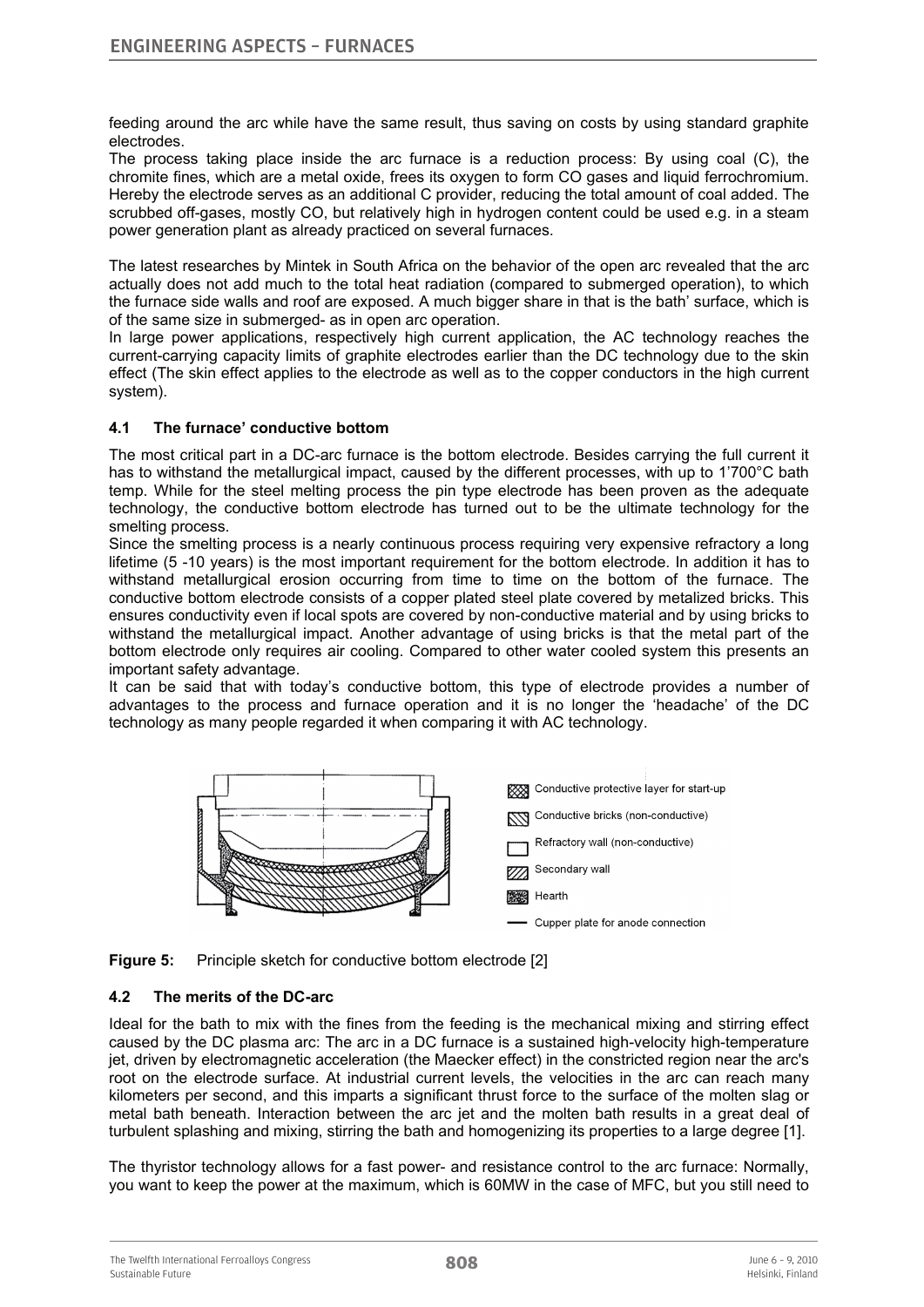feeding around the arc while have the same result, thus saving on costs by using standard graphite electrodes.
The process taking place inside the arc furnace is a reduction process: By using coal (C), the chromite fines, which are a metal oxide, frees its oxygen to form CO gases and liquid ferrochromium. Hereby the electrode serves as an additional C provider, reducing the total amount of coal added. The scrubbed off-gases, mostly CO, but relatively high in hydrogen content could be used e.g. in a steam power generation plant as already practiced on several furnaces.

The latest researches by Mintek in South Africa on the behavior of the open arc revealed that the arc actually does not add much to the total heat radiation (compared to submerged operation), to which the furnace side walls and roof are exposed. A much bigger share in that is the bath' surface, which is of the same size in submerged- as in open arc operation.
In large power applications, respectively high current application, the AC technology reaches the current-carrying capacity limits of graphite electrodes earlier than the DC technology due to the skin effect (The skin effect applies to the electrode as well as to the copper conductors in the high current system).

### 4.1 The furnace' conductive bottom

The most critical part in a DC-arc furnace is the bottom electrode. Besides carrying the full current it has to withstand the metallurgical impact, caused by the different processes, with up to 1'700°C bath temp. While for the steel melting process the pin type electrode has been proven as the adequate technology, the conductive bottom electrode has turned out to be the ultimate technology for the smelting process.
Since the smelting process is a nearly continuous process requiring very expensive refractory a long lifetime (5 -10 years) is the most important requirement for the bottom electrode. In addition it has to withstand metallurgical erosion occurring from time to time on the bottom of the furnace. The conductive bottom electrode consists of a copper plated steel plate covered by metalized bricks. This ensures conductivity even if local spots are covered by non-conductive material and by using bricks to withstand the metallurgical impact. Another advantage of using bricks is that the metal part of the bottom electrode only requires air cooling. Compared to other water cooled system this presents an important safety advantage.
It can be said that with today's conductive bottom, this type of electrode provides a number of advantages to the process and furnace operation and it is no longer the 'headache' of the DC technology as many people regarded it when comparing it with AC technology.

Conductive protective layer for start-up
Conductive bricks (non-conductive)
Refractory wall (non-conductive)
Secondary wall
Hearth
Cupper plate for anode connection

**Figure 5:** Principle sketch for conductive bottom electrode [2]

### 4.2 The merits of the DC-arc

Ideal for the bath to mix with the fines from the feeding is the mechanical mixing and stirring effect caused by the DC plasma arc: The arc in a DC furnace is a sustained high-velocity high-temperature jet, driven by electromagnetic acceleration (the Maecker effect) in the constricted region near the arc's root on the electrode surface. At industrial current levels, the velocities in the arc can reach many kilometers per second, and this imparts a significant thrust force to the surface of the molten slag or metal bath beneath. Interaction between the arc jet and the molten bath results in a great deal of turbulent splashing and mixing, stirring the bath and homogenizing its properties to a large degree [1].

The thyristor technology allows for a fast power- and resistance control to the arc furnace: Normally, you want to keep the power at the maximum, which is 60MW in the case of MFC, but you still need to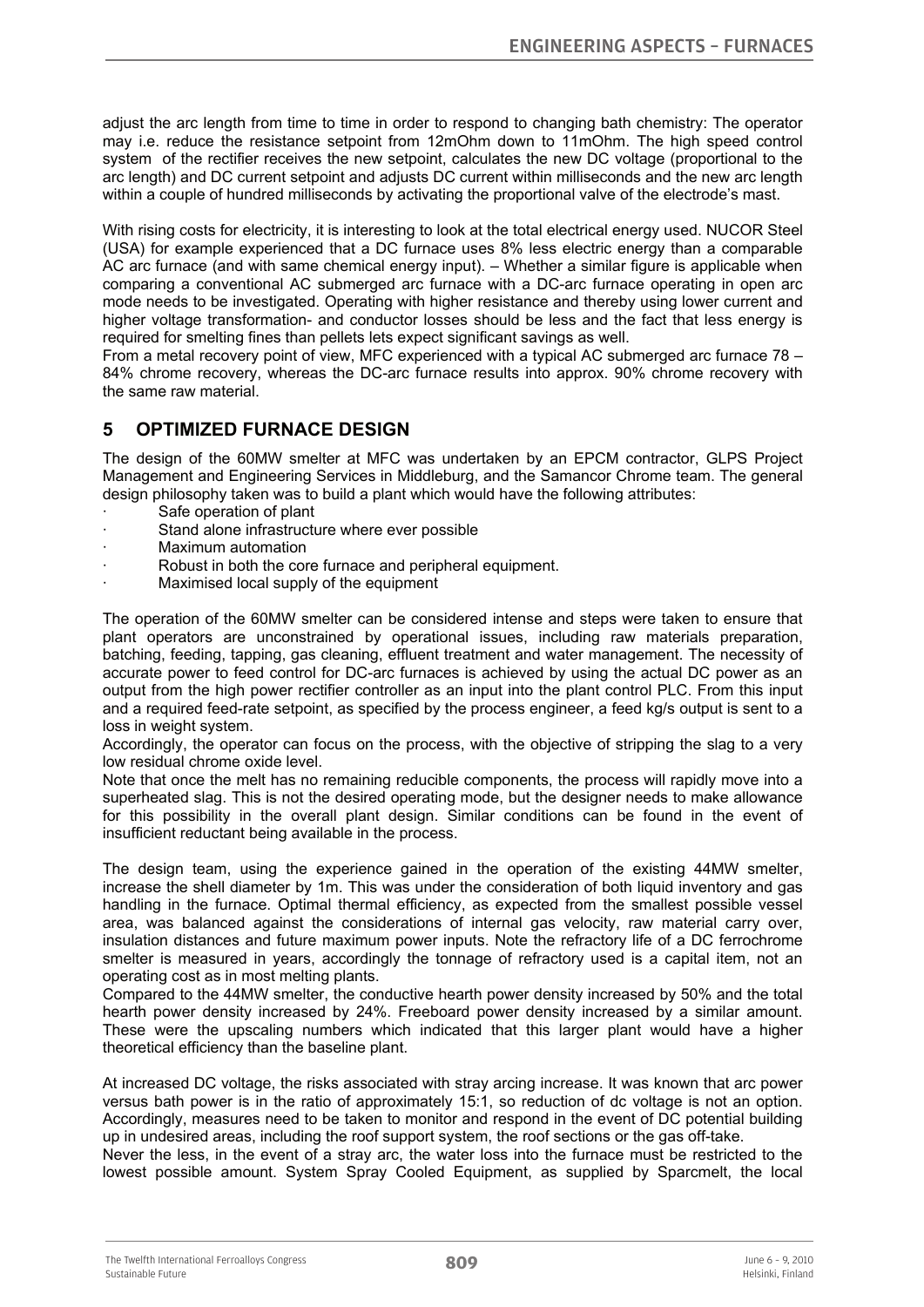adjust the arc length from time to time in order to respond to changing bath chemistry: The operator may i.e. reduce the resistance setpoint from 12mOhm down to 11mOhm. The high speed control system of the rectifier receives the new setpoint, calculates the new DC voltage (proportional to the arc length) and DC current setpoint and adjusts DC current within milliseconds and the new arc length within a couple of hundred milliseconds by activating the proportional valve of the electrode's mast.

With rising costs for electricity, it is interesting to look at the total electrical energy used. NUCOR Steel (USA) for example experienced that a DC furnace uses 8% less electric energy than a comparable AC arc furnace (and with same chemical energy input). – Whether a similar figure is applicable when comparing a conventional AC submerged arc furnace with a DC-arc furnace operating in open arc mode needs to be investigated. Operating with higher resistance and thereby using lower current and higher voltage transformation- and conductor losses should be less and the fact that less energy is required for smelting fines than pellets lets expect significant savings as well.
From a metal recovery point of view, MFC experienced with a typical AC submerged arc furnace 78 – 84% chrome recovery, whereas the DC-arc furnace results into approx. 90% chrome recovery with the same raw material.

## 5 OPTIMIZED FURNACE DESIGN

The design of the 60MW smelter at MFC was undertaken by an EPCM contractor, GLPS Project Management and Engineering Services in Middleburg, and the Samancor Chrome team. The general design philosophy taken was to build a plant which would have the following attributes:

- Safe operation of plant
- Stand alone infrastructure where ever possible
- Maximum automation
- Robust in both the core furnace and peripheral equipment.
- Maximised local supply of the equipment

The operation of the 60MW smelter can be considered intense and steps were taken to ensure that plant operators are unconstrained by operational issues, including raw materials preparation, batching, feeding, tapping, gas cleaning, effluent treatment and water management. The necessity of accurate power to feed control for DC-arc furnaces is achieved by using the actual DC power as an output from the high power rectifier controller as an input into the plant control PLC. From this input and a required feed-rate setpoint, as specified by the process engineer, a feed kg/s output is sent to a loss in weight system.
Accordingly, the operator can focus on the process, with the objective of stripping the slag to a very low residual chrome oxide level.
Note that once the melt has no remaining reducible components, the process will rapidly move into a superheated slag. This is not the desired operating mode, but the designer needs to make allowance for this possibility in the overall plant design. Similar conditions can be found in the event of insufficient reductant being available in the process.

The design team, using the experience gained in the operation of the existing 44MW smelter, increase the shell diameter by 1m. This was under the consideration of both liquid inventory and gas handling in the furnace. Optimal thermal efficiency, as expected from the smallest possible vessel area, was balanced against the considerations of internal gas velocity, raw material carry over, insulation distances and future maximum power inputs. Note the refractory life of a DC ferrochrome smelter is measured in years, accordingly the tonnage of refractory used is a capital item, not an operating cost as in most melting plants.
Compared to the 44MW smelter, the conductive hearth power density increased by 50% and the total hearth power density increased by 24%. Freeboard power density increased by a similar amount. These were the upscaling numbers which indicated that this larger plant would have a higher theoretical efficiency than the baseline plant.

At increased DC voltage, the risks associated with stray arcing increase. It was known that arc power versus bath power is in the ratio of approximately 15:1, so reduction of dc voltage is not an option. Accordingly, measures need to be taken to monitor and respond in the event of DC potential building up in undesired areas, including the roof support system, the roof sections or the gas off-take.
Never the less, in the event of a stray arc, the water loss into the furnace must be restricted to the lowest possible amount. System Spray Cooled Equipment, as supplied by Sparcmelt, the local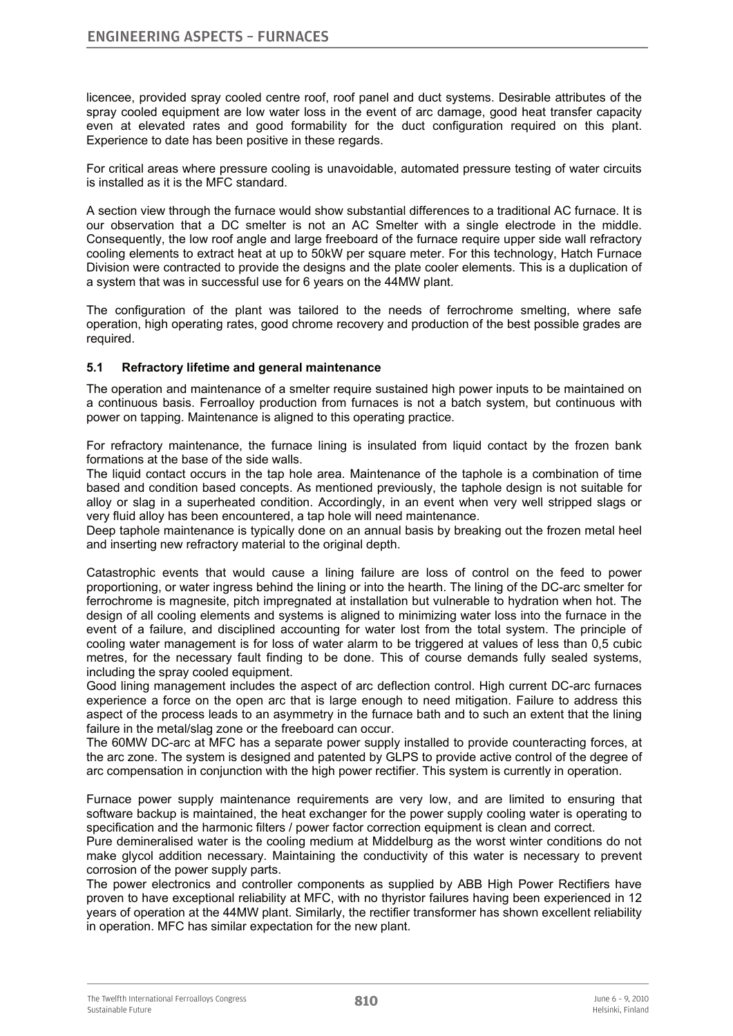licencee, provided spray cooled centre roof, roof panel and duct systems. Desirable attributes of the spray cooled equipment are low water loss in the event of arc damage, good heat transfer capacity even at elevated rates and good formability for the duct configuration required on this plant. Experience to date has been positive in these regards.

For critical areas where pressure cooling is unavoidable, automated pressure testing of water circuits is installed as it is the MFC standard.

A section view through the furnace would show substantial differences to a traditional AC furnace. It is our observation that a DC smelter is not an AC Smelter with a single electrode in the middle. Consequently, the low roof angle and large freeboard of the furnace require upper side wall refractory cooling elements to extract heat at up to 50kW per square meter. For this technology, Hatch Furnace Division were contracted to provide the designs and the plate cooler elements. This is a duplication of a system that was in successful use for 6 years on the 44MW plant.

The configuration of the plant was tailored to the needs of ferrochrome smelting, where safe operation, high operating rates, good chrome recovery and production of the best possible grades are required.

### 5.1 Refractory lifetime and general maintenance

The operation and maintenance of a smelter require sustained high power inputs to be maintained on a continuous basis. Ferroalloy production from furnaces is not a batch system, but continuous with power on tapping. Maintenance is aligned to this operating practice.

For refractory maintenance, the furnace lining is insulated from liquid contact by the frozen bank formations at the base of the side walls.

The liquid contact occurs in the tap hole area. Maintenance of the taphole is a combination of time based and condition based concepts. As mentioned previously, the taphole design is not suitable for alloy or slag in a superheated condition. Accordingly, in an event when very well stripped slags or very fluid alloy has been encountered, a tap hole will need maintenance.

Deep taphole maintenance is typically done on an annual basis by breaking out the frozen metal heel and inserting new refractory material to the original depth.

Catastrophic events that would cause a lining failure are loss of control on the feed to power proportioning, or water ingress behind the lining or into the hearth. The lining of the DC-arc smelter for ferrochrome is magnesite, pitch impregnated at installation but vulnerable to hydration when hot. The design of all cooling elements and systems is aligned to minimizing water loss into the furnace in the event of a failure, and disciplined accounting for water lost from the total system. The principle of cooling water management is for loss of water alarm to be triggered at values of less than 0,5 cubic metres, for the necessary fault finding to be done. This of course demands fully sealed systems, including the spray cooled equipment.

Good lining management includes the aspect of arc deflection control. High current DC-arc furnaces experience a force on the open arc that is large enough to need mitigation. Failure to address this aspect of the process leads to an asymmetry in the furnace bath and to such an extent that the lining failure in the metal/slag zone or the freeboard can occur.

The 60MW DC-arc at MFC has a separate power supply installed to provide counteracting forces, at the arc zone. The system is designed and patented by GLPS to provide active control of the degree of arc compensation in conjunction with the high power rectifier. This system is currently in operation.

Furnace power supply maintenance requirements are very low, and are limited to ensuring that software backup is maintained, the heat exchanger for the power supply cooling water is operating to specification and the harmonic filters / power factor correction equipment is clean and correct.

Pure demineralised water is the cooling medium at Middelburg as the worst winter conditions do not make glycol addition necessary. Maintaining the conductivity of this water is necessary to prevent corrosion of the power supply parts.

The power electronics and controller components as supplied by ABB High Power Rectifiers have proven to have exceptional reliability at MFC, with no thyristor failures having been experienced in 12 years of operation at the 44MW plant. Similarly, the rectifier transformer has shown excellent reliability in operation. MFC has similar expectation for the new plant.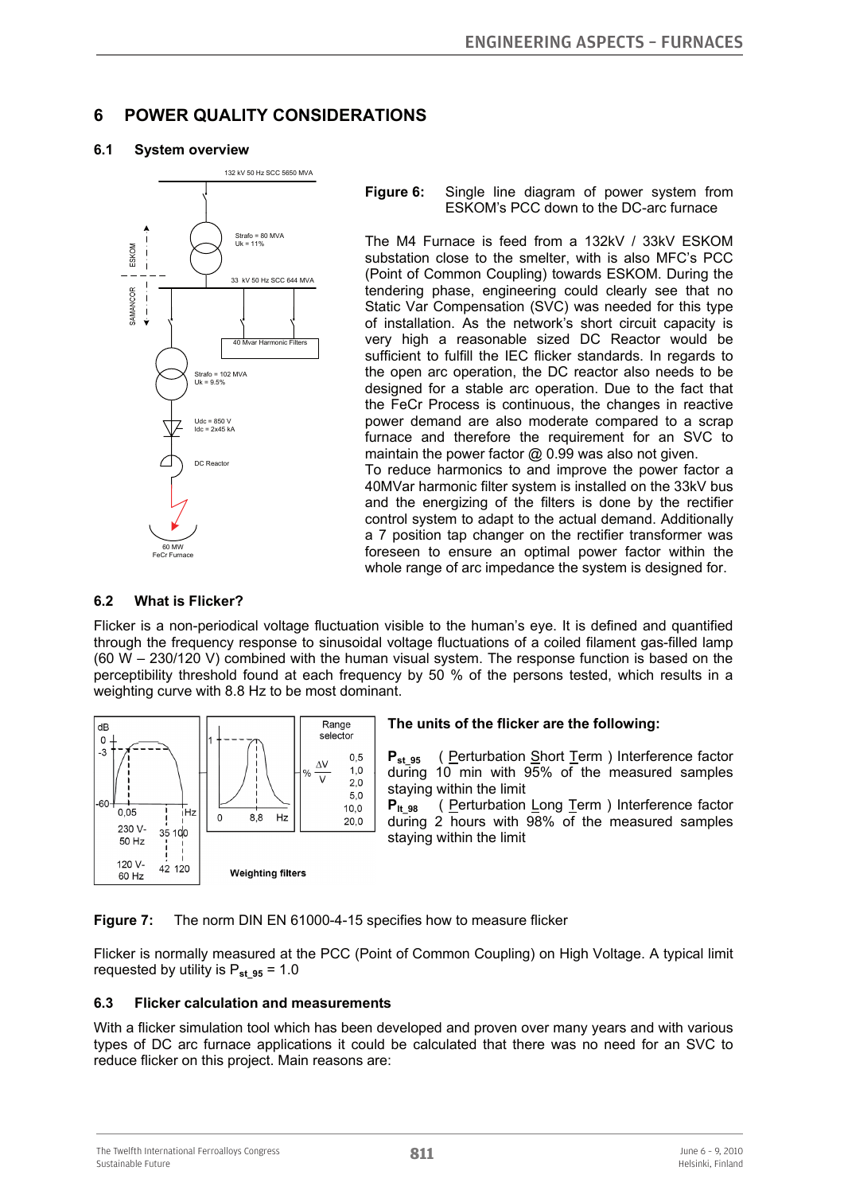# 6 POWER QUALITY CONSIDERATIONS

## 6.1 System overview

132 kV 50 Hz SCC 5650 MVA

ESKOM

SAMANCOR

Strafo = 80 MVA
Uk = 11%

33 kV 50 Hz SCC 644 MVA

40 Mvar Harmonic Filters

Strafo = 102 MVA
Uk = 9.5%

Udc = 850 V
Idc = 2x45 kA

DC Reactor

60 MW
FeCr Furnace

**Figure 6:** Single line diagram of power system from ESKOM's PCC down to the DC-arc furnace

The M4 Furnace is feed from a 132kV / 33kV ESKOM substation close to the smelter, with is also MFC's PCC (Point of Common Coupling) towards ESKOM. During the tendering phase, engineering could clearly see that no Static Var Compensation (SVC) was needed for this type of installation. As the network's short circuit capacity is very high a reasonable sized DC Reactor would be sufficient to fulfill the IEC flicker standards. In regards to the open arc operation, the DC reactor also needs to be designed for a stable arc operation. Due to the fact that the FeCr Process is continuous, the changes in reactive power demand are also moderate compared to a scrap furnace and therefore the requirement for an SVC to maintain the power factor @ 0.99 was also not given.
To reduce harmonics to and improve the power factor a 40MVar harmonic filter system is installed on the 33kV bus and the energizing of the filters is done by the rectifier control system to adapt to the actual demand. Additionally a 7 position tap changer on the rectifier transformer was foreseen to ensure an optimal power factor within the whole range of arc impedance the system is designed for.

## 6.2 What is Flicker?

Flicker is a non-periodical voltage fluctuation visible to the human's eye. It is defined and quantified through the frequency response to sinusoidal voltage fluctuations of a coiled filament gas-filled lamp (60 W – 230/120 V) combined with the human visual system. The response function is based on the perceptibility threshold found at each frequency by 50 % of the persons tested, which results in a weighting curve with 8.8 Hz to be most dominant.

dB
0
-3
-60
0,05
Hz
230 V-
50 Hz
35 100
120 V-
60 Hz
42 120

1
0
8,8
Hz

Range selector
% $\frac{\Delta V}{V}$
0,5
1,0
2,0
5,0
10,0
20,0

Weighting filters

**The units of the flicker are the following:**

**$P_{st\_95}$** ( Perturbation Short Term ) Interference factor during 10 min with 95% of the measured samples staying within the limit

**$P_{lt\_98}$** ( Perturbation Long Term ) Interference factor during 2 hours with 98% of the measured samples staying within the limit

**Figure 7:** The norm DIN EN 61000-4-15 specifies how to measure flicker

Flicker is normally measured at the PCC (Point of Common Coupling) on High Voltage. A typical limit requested by utility is $P_{st\_95}$ = 1.0

## 6.3 Flicker calculation and measurements

With a flicker simulation tool which has been developed and proven over many years and with various types of DC arc furnace applications it could be calculated that there was no need for an SVC to reduce flicker on this project. Main reasons are: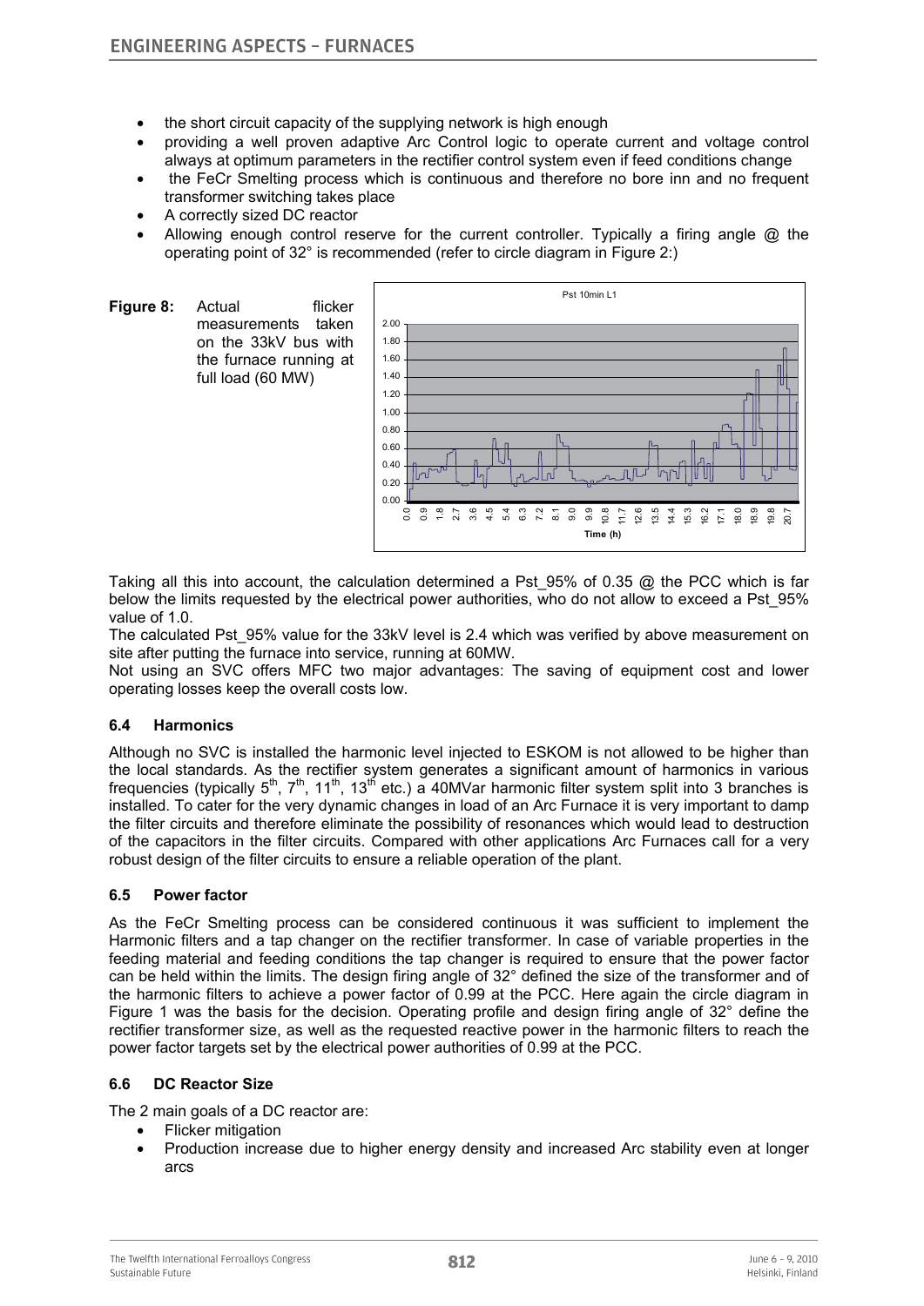- the short circuit capacity of the supplying network is high enough
- providing a well proven adaptive Arc Control logic to operate current and voltage control always at optimum parameters in the rectifier control system even if feed conditions change
- the FeCr Smelting process which is continuous and therefore no bore inn and no frequent transformer switching takes place
- A correctly sized DC reactor
- Allowing enough control reserve for the current controller. Typically a firing angle @ the operating point of 32° is recommended (refer to circle diagram in Figure 2:)

**Figure 8:** Actual flicker measurements taken on the 33kV bus with the furnace running at full load (60 MW)

Pst 10min L1

2.00
1.80
1.60
1.40
1.20
1.00
0.80
0.60
0.40
0.20
0.00

0.0 0.9 1.8 2.7 3.6 4.5 5.4 6.3 7.2 8.1 9.0 9.9 10.8 11.7 12.6 13.5 14.4 15.3 16.2 17.1 18.0 18.9 19.8 20.7

Time (h)

Taking all this into account, the calculation determined a Pst_95% of 0.35 @ the PCC which is far below the limits requested by the electrical power authorities, who do not allow to exceed a Pst_95% value of 1.0.

The calculated Pst_95% value for the 33kV level is 2.4 which was verified by above measurement on site after putting the furnace into service, running at 60MW.

Not using an SVC offers MFC two major advantages: The saving of equipment cost and lower operating losses keep the overall costs low.

### 6.4 Harmonics

Although no SVC is installed the harmonic level injected to ESKOM is not allowed to be higher than the local standards. As the rectifier system generates a significant amount of harmonics in various frequencies (typically 5$^{th}$, 7$^{th}$, 11$^{th}$, 13$^{th}$ etc.) a 40MVar harmonic filter system split into 3 branches is installed. To cater for the very dynamic changes in load of an Arc Furnace it is very important to damp the filter circuits and therefore eliminate the possibility of resonances which would lead to destruction of the capacitors in the filter circuits. Compared with other applications Arc Furnaces call for a very robust design of the filter circuits to ensure a reliable operation of the plant.

### 6.5 Power factor

As the FeCr Smelting process can be considered continuous it was sufficient to implement the Harmonic filters and a tap changer on the rectifier transformer. In case of variable properties in the feeding material and feeding conditions the tap changer is required to ensure that the power factor can be held within the limits. The design firing angle of 32° defined the size of the transformer and of the harmonic filters to achieve a power factor of 0.99 at the PCC. Here again the circle diagram in Figure 1 was the basis for the decision. Operating profile and design firing angle of 32° define the rectifier transformer size, as well as the requested reactive power in the harmonic filters to reach the power factor targets set by the electrical power authorities of 0.99 at the PCC.

### 6.6 DC Reactor Size

The 2 main goals of a DC reactor are:

- Flicker mitigation
- Production increase due to higher energy density and increased Arc stability even at longer arcs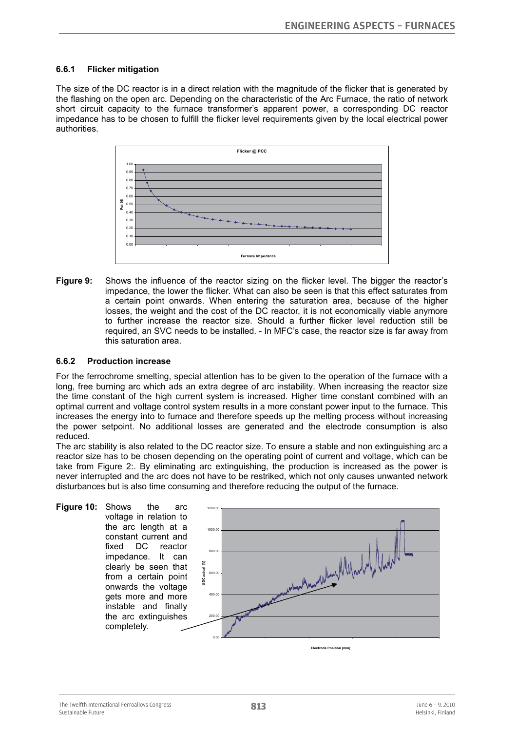### 6.6.1 Flicker mitigation

The size of the DC reactor is in a direct relation with the magnitude of the flicker that is generated by the flashing on the open arc. Depending on the characteristic of the Arc Furnace, the ratio of network short circuit capacity to the furnace transformer's apparent power, a corresponding DC reactor impedance has to be chosen to fulfill the flicker level requirements given by the local electrical power authorities.

Flicker @ PCC

Pst 95

1.00
0.90
0.80
0.70
0.60
0.50
0.40
0.30
0.20
0.10
0.00

Furnace Impedance

**Figure 9:** Shows the influence of the reactor sizing on the flicker level. The bigger the reactor's impedance, the lower the flicker. What can also be seen is that this effect saturates from a certain point onwards. When entering the saturation area, because of the higher losses, the weight and the cost of the DC reactor, it is not economically viable anymore to further increase the reactor size. Should a further flicker level reduction still be required, an SVC needs to be installed. - In MFC's case, the reactor size is far away from this saturation area.

### 6.6.2 Production increase

For the ferrochrome smelting, special attention has to be given to the operation of the furnace with a long, free burning arc which ads an extra degree of arc instability. When increasing the reactor size the time constant of the high current system is increased. Higher time constant combined with an optimal current and voltage control system results in a more constant power input to the furnace. This increases the energy into to furnace and therefore speeds up the melting process without increasing the power setpoint. No additional losses are generated and the electrode consumption is also reduced.

The arc stability is also related to the DC reactor size. To ensure a stable and non extinguishing arc a reactor size has to be chosen depending on the operating point of current and voltage, which can be take from Figure 2:. By eliminating arc extinguishing, the production is increased as the power is never interrupted and the arc does not have to be restriked, which not only causes unwanted network disturbances but is also time consuming and therefore reducing the output of the furnace.

**Figure 10:** Shows the arc voltage in relation to the arc length at a constant current and fixed DC reactor impedance. It can clearly be seen that from a certain point onwards the voltage gets more and more instable and finally the arc extinguishes completely.

UDCactual [V]

1200.00
1000.00
800.00
600.00
400.00
200.00
0.00

Electrode Position [mm]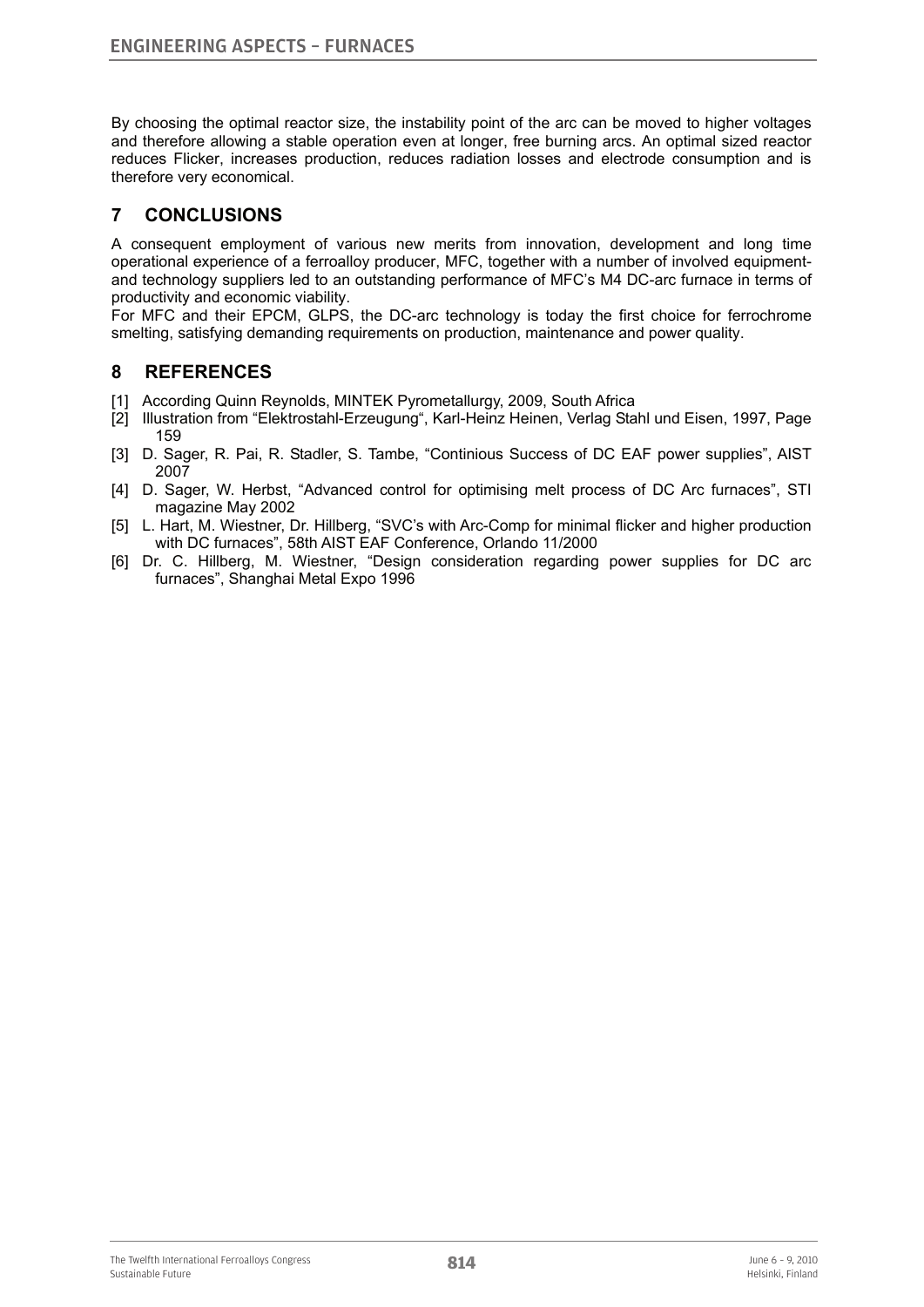By choosing the optimal reactor size, the instability point of the arc can be moved to higher voltages and therefore allowing a stable operation even at longer, free burning arcs. An optimal sized reactor reduces Flicker, increases production, reduces radiation losses and electrode consumption and is therefore very economical.

## 7 CONCLUSIONS

A consequent employment of various new merits from innovation, development and long time operational experience of a ferroalloy producer, MFC, together with a number of involved equipment- and technology suppliers led to an outstanding performance of MFC's M4 DC-arc furnace in terms of productivity and economic viability.

For MFC and their EPCM, GLPS, the DC-arc technology is today the first choice for ferrochrome smelting, satisfying demanding requirements on production, maintenance and power quality.

## 8 REFERENCES

[1] According Quinn Reynolds, MINTEK Pyrometallurgy, 2009, South Africa

[2] Illustration from "Elektrostahl-Erzeugung", Karl-Heinz Heinen, Verlag Stahl und Eisen, 1997, Page 159

[3] D. Sager, R. Pai, R. Stadler, S. Tambe, "Continious Success of DC EAF power supplies", AIST 2007

[4] D. Sager, W. Herbst, "Advanced control for optimising melt process of DC Arc furnaces", STI magazine May 2002

[5] L. Hart, M. Wiestner, Dr. Hillberg, "SVC's with Arc-Comp for minimal flicker and higher production with DC furnaces", 58th AIST EAF Conference, Orlando 11/2000

[6] Dr. C. Hillberg, M. Wiestner, "Design consideration regarding power supplies for DC arc furnaces", Shanghai Metal Expo 1996